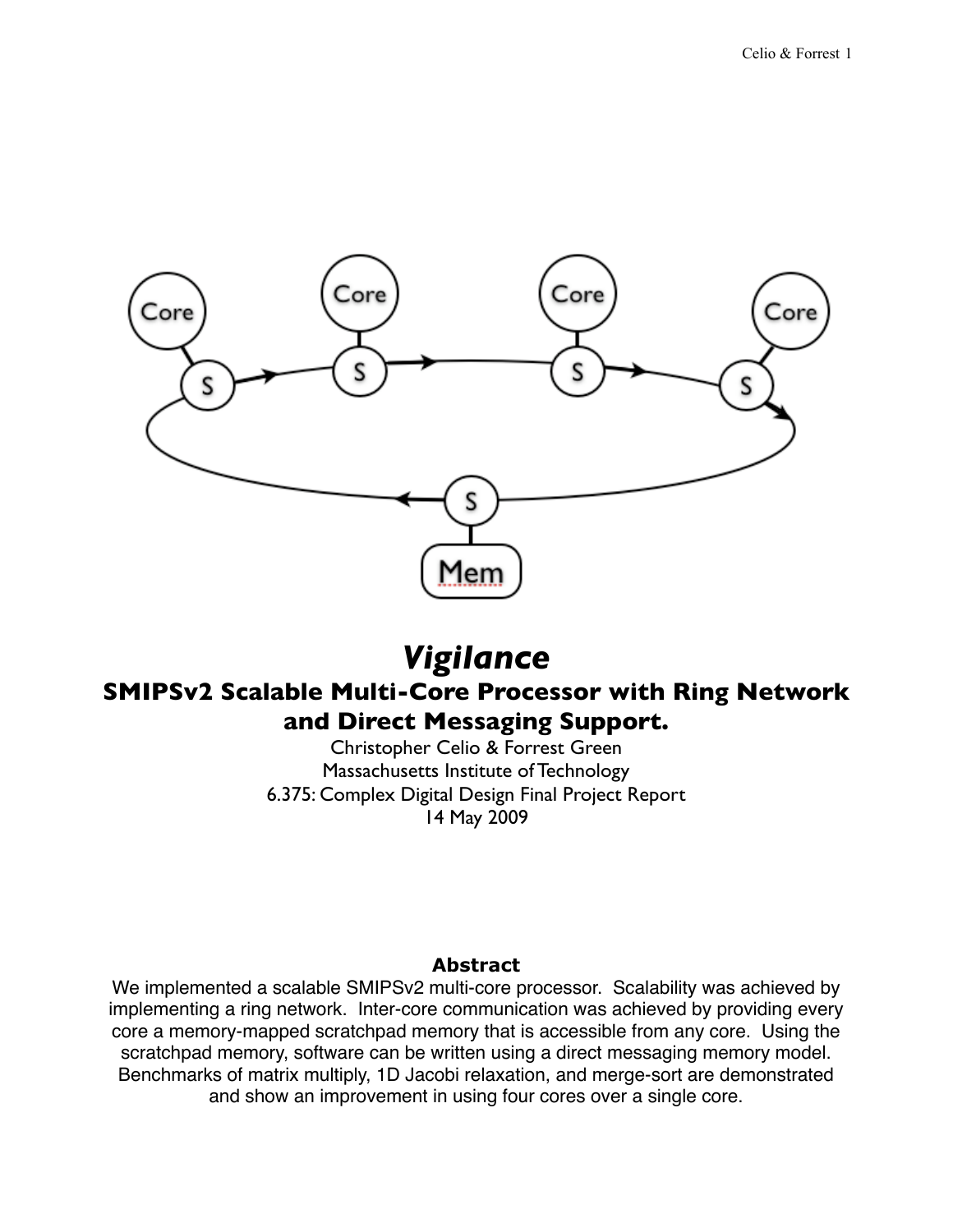# *Vigilance*

## SMIPSv2 Scalable Multi-Core Processor with Ring Network and Direct Messaging Support.

Christopher Celio & Forrest Green
Massachusetts Institute of Technology
6.375: Complex Digital Design Final Project Report
14 May 2009

### Abstract

We implemented a scalable SMIPSv2 multi-core processor. Scalability was achieved by implementing a ring network. Inter-core communication was achieved by providing every core a memory-mapped scratchpad memory that is accessible from any core. Using the scratchpad memory, software can be written using a direct messaging memory model. Benchmarks of matrix multiply, 1D Jacobi relaxation, and merge-sort are demonstrated and show an improvement in using four cores over a single core.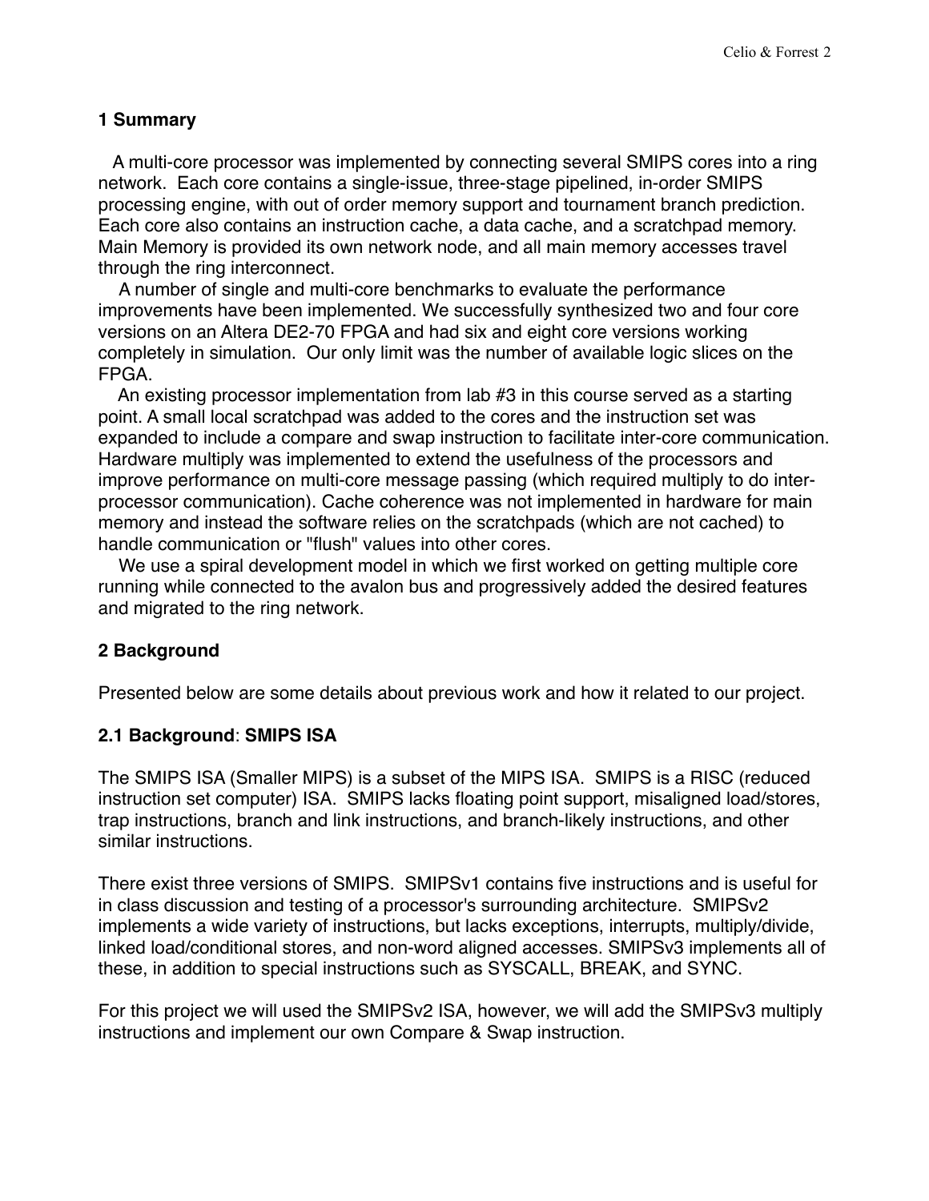## 1 Summary

A multi-core processor was implemented by connecting several SMIPS cores into a ring network. Each core contains a single-issue, three-stage pipelined, in-order SMIPS processing engine, with out of order memory support and tournament branch prediction. Each core also contains an instruction cache, a data cache, and a scratchpad memory. Main Memory is provided its own network node, and all main memory accesses travel through the ring interconnect.

A number of single and multi-core benchmarks to evaluate the performance improvements have been implemented. We successfully synthesized two and four core versions on an Altera DE2-70 FPGA and had six and eight core versions working completely in simulation. Our only limit was the number of available logic slices on the FPGA.

An existing processor implementation from lab #3 in this course served as a starting point. A small local scratchpad was added to the cores and the instruction set was expanded to include a compare and swap instruction to facilitate inter-core communication. Hardware multiply was implemented to extend the usefulness of the processors and improve performance on multi-core message passing (which required multiply to do inter-processor communication). Cache coherence was not implemented in hardware for main memory and instead the software relies on the scratchpads (which are not cached) to handle communication or "flush" values into other cores.

We use a spiral development model in which we first worked on getting multiple core running while connected to the avalon bus and progressively added the desired features and migrated to the ring network.

## 2 Background

Presented below are some details about previous work and how it related to our project.

### 2.1 Background: SMIPS ISA

The SMIPS ISA (Smaller MIPS) is a subset of the MIPS ISA. SMIPS is a RISC (reduced instruction set computer) ISA. SMIPS lacks floating point support, misaligned load/stores, trap instructions, branch and link instructions, and branch-likely instructions, and other similar instructions.

There exist three versions of SMIPS. SMIPSv1 contains five instructions and is useful for in class discussion and testing of a processor's surrounding architecture. SMIPSv2 implements a wide variety of instructions, but lacks exceptions, interrupts, multiply/divide, linked load/conditional stores, and non-word aligned accesses. SMIPSv3 implements all of these, in addition to special instructions such as SYSCALL, BREAK, and SYNC.

For this project we will used the SMIPSv2 ISA, however, we will add the SMIPSv3 multiply instructions and implement our own Compare & Swap instruction.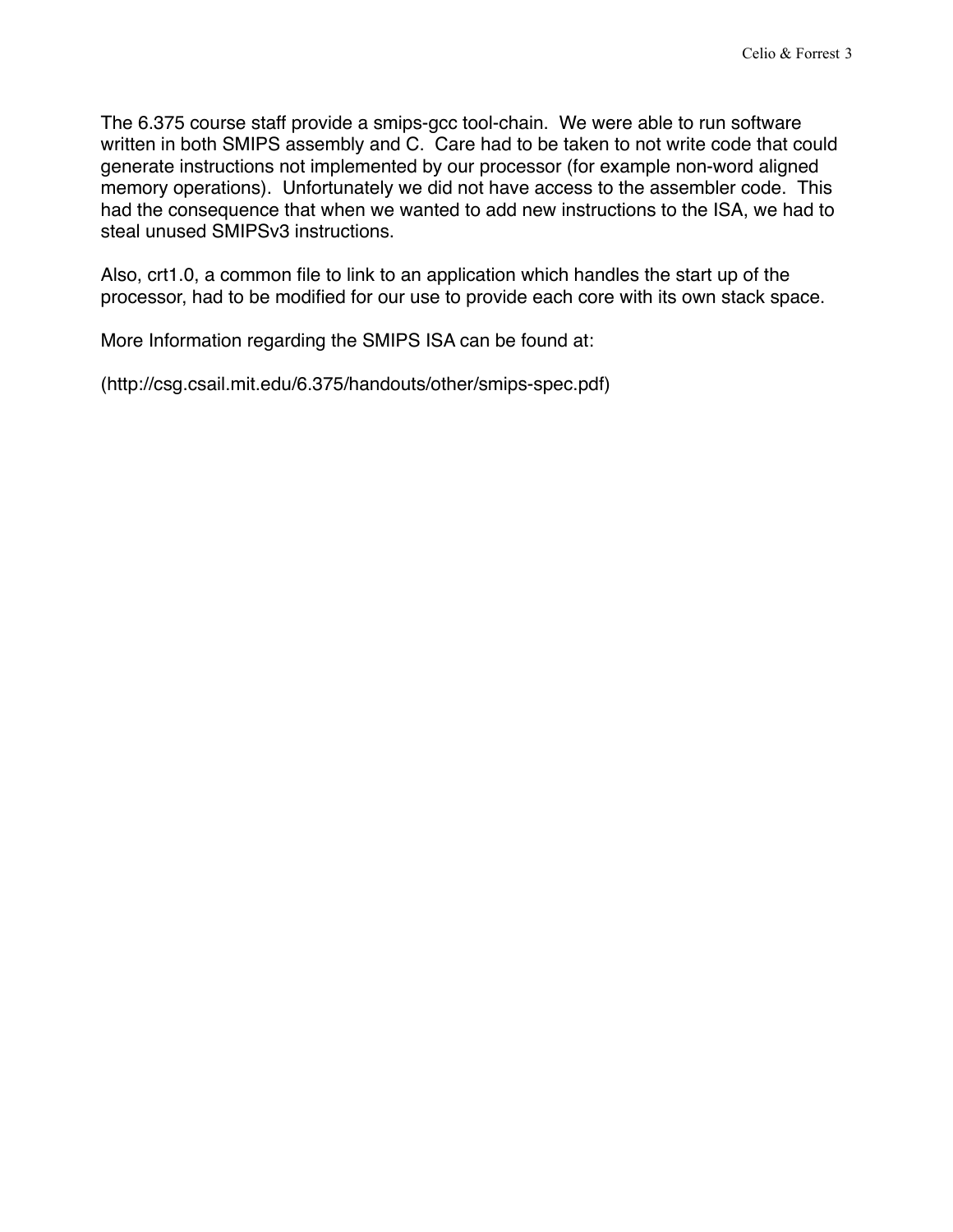The 6.375 course staff provide a smips-gcc tool-chain. We were able to run software written in both SMIPS assembly and C. Care had to be taken to not write code that could generate instructions not implemented by our processor (for example non-word aligned memory operations). Unfortunately we did not have access to the assembler code. This had the consequence that when we wanted to add new instructions to the ISA, we had to steal unused SMIPSv3 instructions.

Also, crt1.0, a common file to link to an application which handles the start up of the processor, had to be modified for our use to provide each core with its own stack space.

More Information regarding the SMIPS ISA can be found at:

(http://csg.csail.mit.edu/6.375/handouts/other/smips-spec.pdf)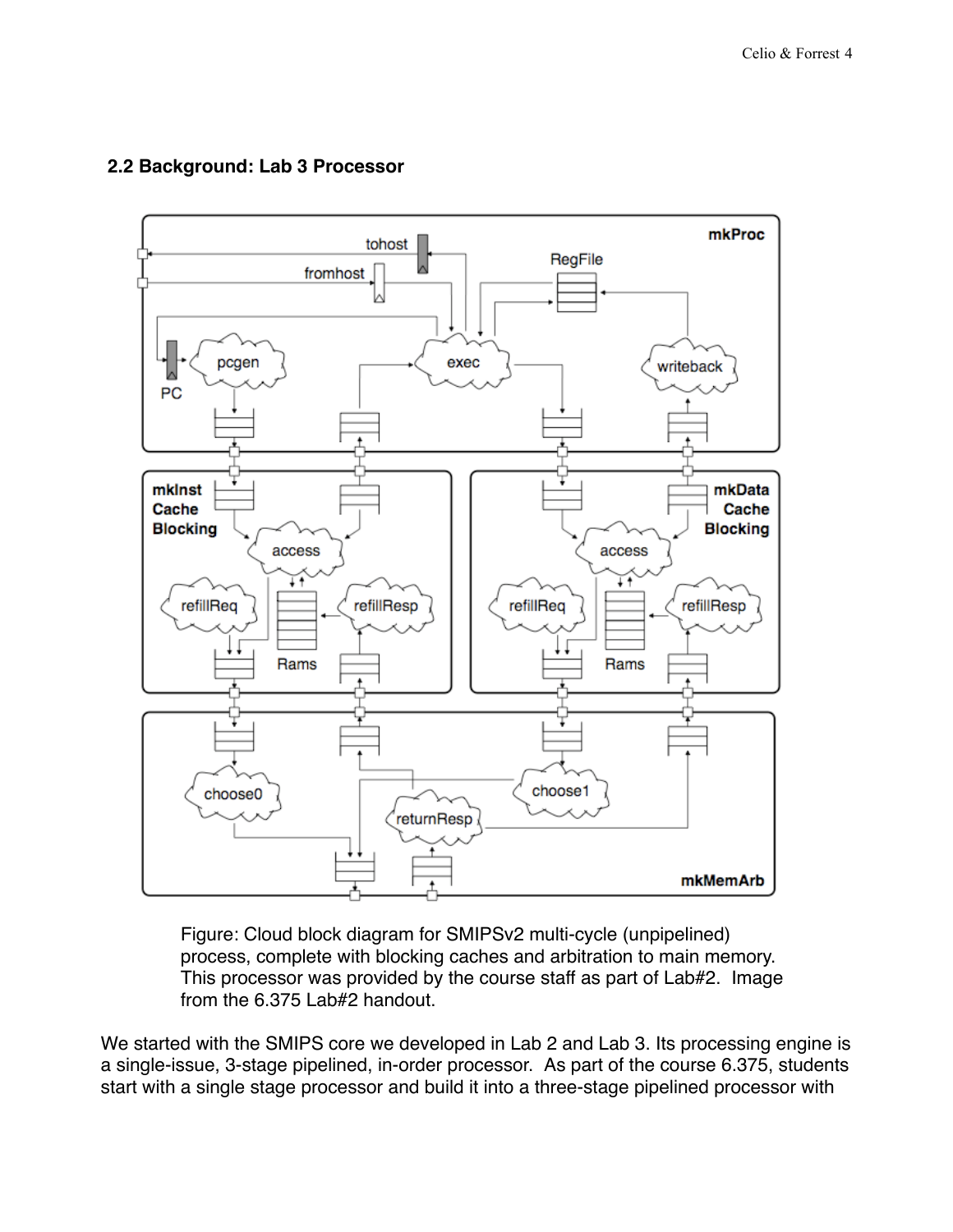## 2.2 Background: Lab 3 Processor

Figure: Cloud block diagram for SMIPSv2 multi-cycle (unpipelined) process, complete with blocking caches and arbitration to main memory. This processor was provided by the course staff as part of Lab#2. Image from the 6.375 Lab#2 handout.

We started with the SMIPS core we developed in Lab 2 and Lab 3. Its processing engine is a single-issue, 3-stage pipelined, in-order processor. As part of the course 6.375, students start with a single stage processor and build it into a three-stage pipelined processor with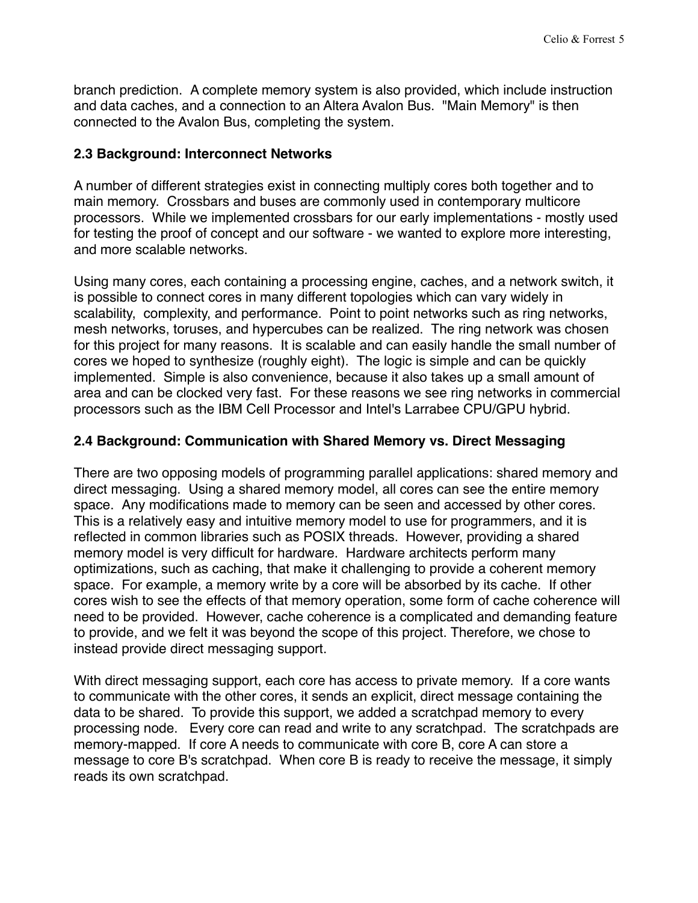branch prediction. A complete memory system is also provided, which include instruction and data caches, and a connection to an Altera Avalon Bus. "Main Memory" is then connected to the Avalon Bus, completing the system.

### 2.3 Background: Interconnect Networks

A number of different strategies exist in connecting multiply cores both together and to main memory. Crossbars and buses are commonly used in contemporary multicore processors. While we implemented crossbars for our early implementations - mostly used for testing the proof of concept and our software - we wanted to explore more interesting, and more scalable networks.

Using many cores, each containing a processing engine, caches, and a network switch, it is possible to connect cores in many different topologies which can vary widely in scalability, complexity, and performance. Point to point networks such as ring networks, mesh networks, toruses, and hypercubes can be realized. The ring network was chosen for this project for many reasons. It is scalable and can easily handle the small number of cores we hoped to synthesize (roughly eight). The logic is simple and can be quickly implemented. Simple is also convenience, because it also takes up a small amount of area and can be clocked very fast. For these reasons we see ring networks in commercial processors such as the IBM Cell Processor and Intel's Larrabee CPU/GPU hybrid.

### 2.4 Background: Communication with Shared Memory vs. Direct Messaging

There are two opposing models of programming parallel applications: shared memory and direct messaging. Using a shared memory model, all cores can see the entire memory space. Any modifications made to memory can be seen and accessed by other cores. This is a relatively easy and intuitive memory model to use for programmers, and it is reflected in common libraries such as POSIX threads. However, providing a shared memory model is very difficult for hardware. Hardware architects perform many optimizations, such as caching, that make it challenging to provide a coherent memory space. For example, a memory write by a core will be absorbed by its cache. If other cores wish to see the effects of that memory operation, some form of cache coherence will need to be provided. However, cache coherence is a complicated and demanding feature to provide, and we felt it was beyond the scope of this project. Therefore, we chose to instead provide direct messaging support.

With direct messaging support, each core has access to private memory. If a core wants to communicate with the other cores, it sends an explicit, direct message containing the data to be shared. To provide this support, we added a scratchpad memory to every processing node. Every core can read and write to any scratchpad. The scratchpads are memory-mapped. If core A needs to communicate with core B, core A can store a message to core B's scratchpad. When core B is ready to receive the message, it simply reads its own scratchpad.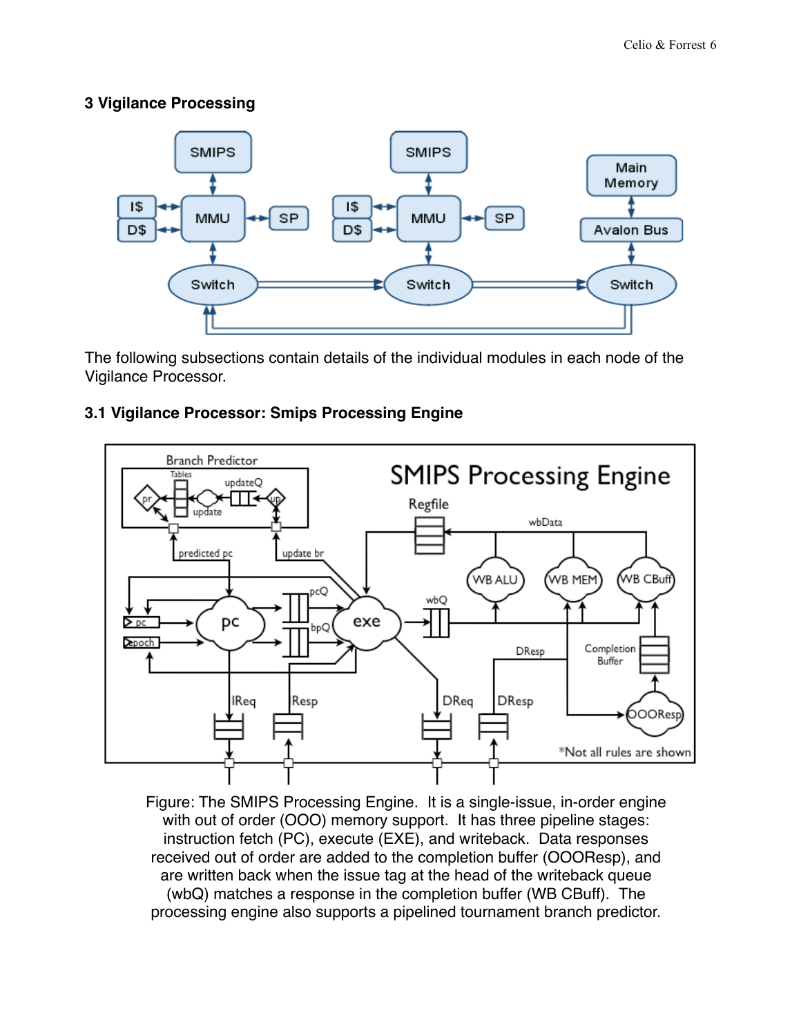## 3 Vigilance Processing

The following subsections contain details of the individual modules in each node of the Vigilance Processor.

### 3.1 Vigilance Processor: Smips Processing Engine

Figure: The SMIPS Processing Engine. It is a single-issue, in-order engine with out of order (OOO) memory support. It has three pipeline stages: instruction fetch (PC), execute (EXE), and writeback. Data responses received out of order are added to the completion buffer (OOOResp), and are written back when the issue tag at the head of the writeback queue (wbQ) matches a response in the completion buffer (WB CBuff). The processing engine also supports a pipelined tournament branch predictor.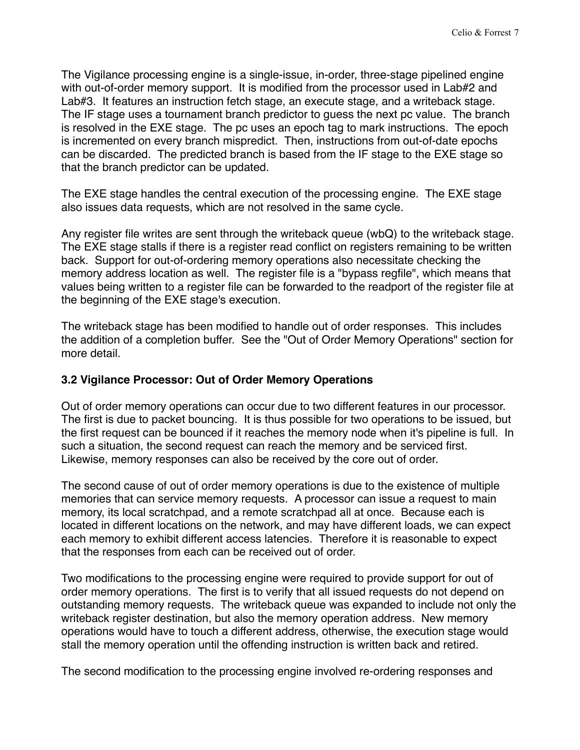The Vigilance processing engine is a single-issue, in-order, three-stage pipelined engine with out-of-order memory support. It is modified from the processor used in Lab#2 and Lab#3. It features an instruction fetch stage, an execute stage, and a writeback stage. The IF stage uses a tournament branch predictor to guess the next pc value. The branch is resolved in the EXE stage. The pc uses an epoch tag to mark instructions. The epoch is incremented on every branch mispredict. Then, instructions from out-of-date epochs can be discarded. The predicted branch is based from the IF stage to the EXE stage so that the branch predictor can be updated.

The EXE stage handles the central execution of the processing engine. The EXE stage also issues data requests, which are not resolved in the same cycle.

Any register file writes are sent through the writeback queue (wbQ) to the writeback stage. The EXE stage stalls if there is a register read conflict on registers remaining to be written back. Support for out-of-ordering memory operations also necessitate checking the memory address location as well. The register file is a "bypass regfile", which means that values being written to a register file can be forwarded to the readport of the register file at the beginning of the EXE stage's execution.

The writeback stage has been modified to handle out of order responses. This includes the addition of a completion buffer. See the "Out of Order Memory Operations" section for more detail.

### 3.2 Vigilance Processor: Out of Order Memory Operations

Out of order memory operations can occur due to two different features in our processor. The first is due to packet bouncing. It is thus possible for two operations to be issued, but the first request can be bounced if it reaches the memory node when it's pipeline is full. In such a situation, the second request can reach the memory and be serviced first. Likewise, memory responses can also be received by the core out of order.

The second cause of out of order memory operations is due to the existence of multiple memories that can service memory requests. A processor can issue a request to main memory, its local scratchpad, and a remote scratchpad all at once. Because each is located in different locations on the network, and may have different loads, we can expect each memory to exhibit different access latencies. Therefore it is reasonable to expect that the responses from each can be received out of order.

Two modifications to the processing engine were required to provide support for out of order memory operations. The first is to verify that all issued requests do not depend on outstanding memory requests. The writeback queue was expanded to include not only the writeback register destination, but also the memory operation address. New memory operations would have to touch a different address, otherwise, the execution stage would stall the memory operation until the offending instruction is written back and retired.

The second modification to the processing engine involved re-ordering responses and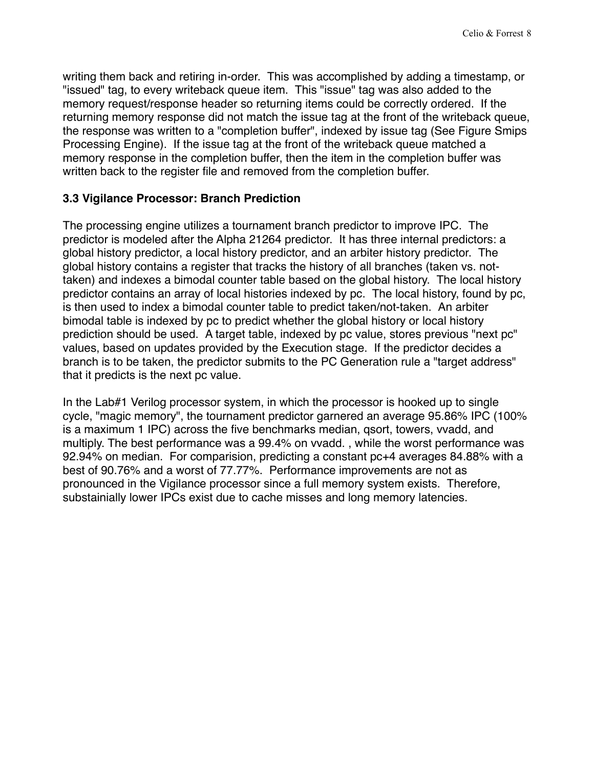writing them back and retiring in-order. This was accomplished by adding a timestamp, or "issued" tag, to every writeback queue item. This "issue" tag was also added to the memory request/response header so returning items could be correctly ordered. If the returning memory response did not match the issue tag at the front of the writeback queue, the response was written to a "completion buffer", indexed by issue tag (See Figure Smips Processing Engine). If the issue tag at the front of the writeback queue matched a memory response in the completion buffer, then the item in the completion buffer was written back to the register file and removed from the completion buffer.

### 3.3 Vigilance Processor: Branch Prediction

The processing engine utilizes a tournament branch predictor to improve IPC. The predictor is modeled after the Alpha 21264 predictor. It has three internal predictors: a global history predictor, a local history predictor, and an arbiter history predictor. The global history contains a register that tracks the history of all branches (taken vs. not-taken) and indexes a bimodal counter table based on the global history. The local history predictor contains an array of local histories indexed by pc. The local history, found by pc, is then used to index a bimodal counter table to predict taken/not-taken. An arbiter bimodal table is indexed by pc to predict whether the global history or local history prediction should be used. A target table, indexed by pc value, stores previous "next pc" values, based on updates provided by the Execution stage. If the predictor decides a branch is to be taken, the predictor submits to the PC Generation rule a "target address" that it predicts is the next pc value.

In the Lab#1 Verilog processor system, in which the processor is hooked up to single cycle, "magic memory", the tournament predictor garnered an average 95.86% IPC (100% is a maximum 1 IPC) across the five benchmarks median, qsort, towers, vvadd, and multiply. The best performance was a 99.4% on vvadd. , while the worst performance was 92.94% on median. For comparision, predicting a constant pc+4 averages 84.88% with a best of 90.76% and a worst of 77.77%. Performance improvements are not as pronounced in the Vigilance processor since a full memory system exists. Therefore, substainially lower IPCs exist due to cache misses and long memory latencies.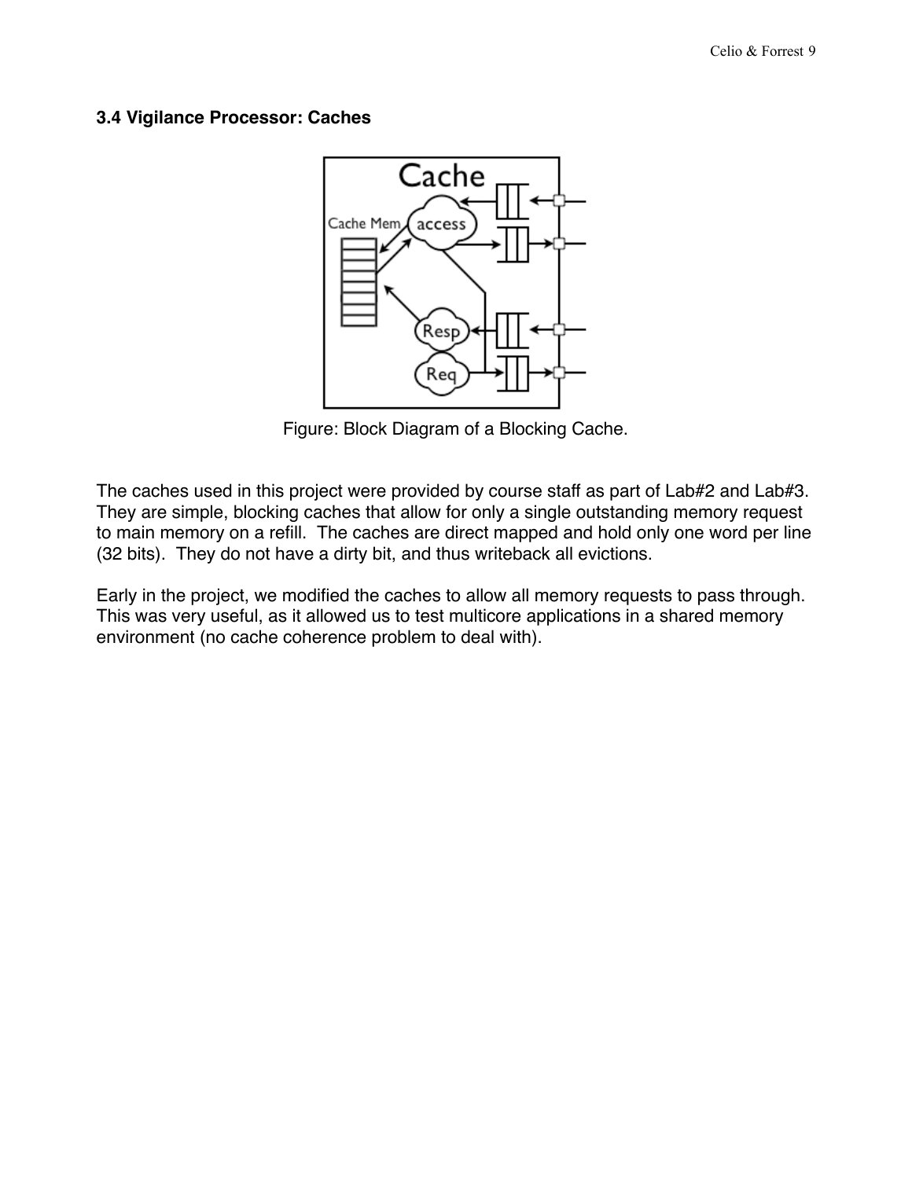### 3.4 Vigilance Processor: Caches

Figure: Block Diagram of a Blocking Cache.

The caches used in this project were provided by course staff as part of Lab#2 and Lab#3. They are simple, blocking caches that allow for only a single outstanding memory request to main memory on a refill. The caches are direct mapped and hold only one word per line (32 bits). They do not have a dirty bit, and thus writeback all evictions.

Early in the project, we modified the caches to allow all memory requests to pass through. This was very useful, as it allowed us to test multicore applications in a shared memory environment (no cache coherence problem to deal with).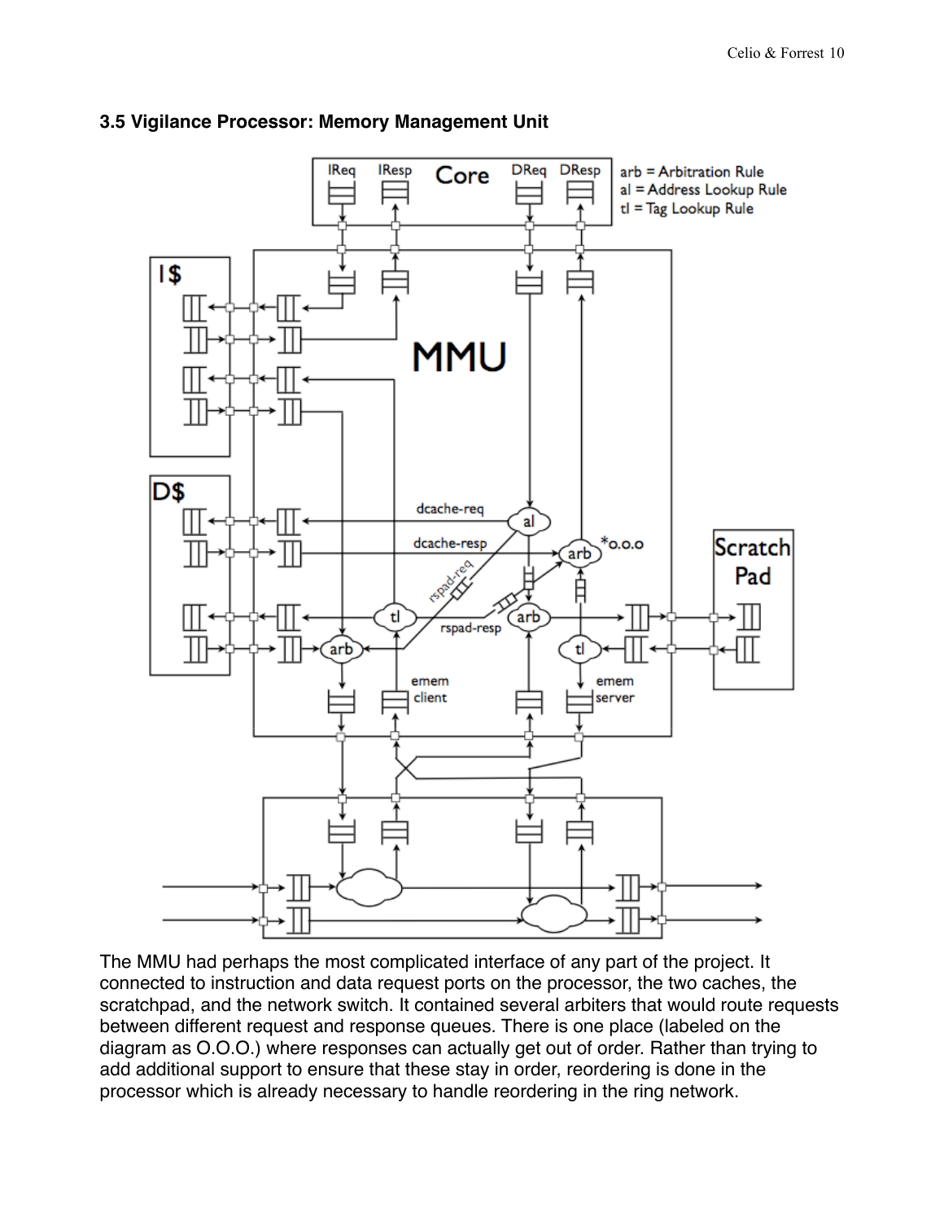### 3.5 Vigilance Processor: Memory Management Unit

The MMU had perhaps the most complicated interface of any part of the project. It connected to instruction and data request ports on the processor, the two caches, the scratchpad, and the network switch. It contained several arbiters that would route requests between different request and response queues. There is one place (labeled on the diagram as O.O.O.) where responses can actually get out of order. Rather than trying to add additional support to ensure that these stay in order, reordering is done in the processor which is already necessary to handle reordering in the ring network.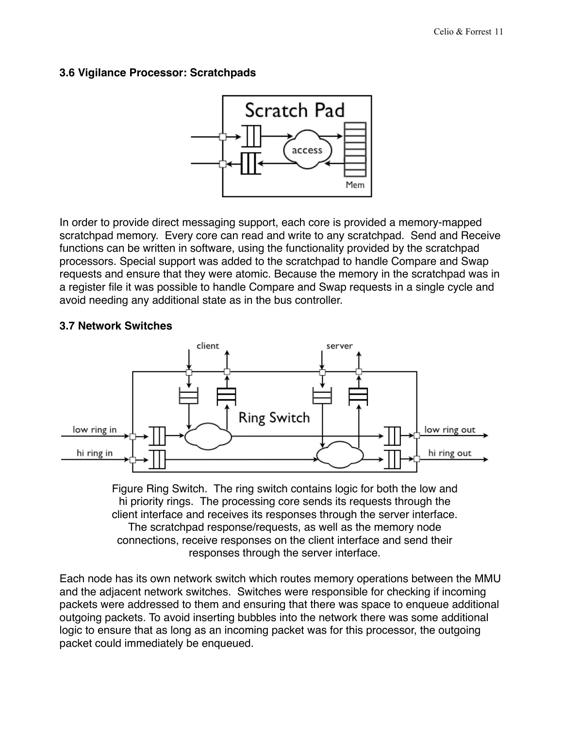### 3.6 Vigilance Processor: Scratchpads

In order to provide direct messaging support, each core is provided a memory-mapped scratchpad memory. Every core can read and write to any scratchpad. Send and Receive functions can be written in software, using the functionality provided by the scratchpad processors. Special support was added to the scratchpad to handle Compare and Swap requests and ensure that they were atomic. Because the memory in the scratchpad was in a register file it was possible to handle Compare and Swap requests in a single cycle and avoid needing any additional state as in the bus controller.

### 3.7 Network Switches

Figure Ring Switch. The ring switch contains logic for both the low and hi priority rings. The processing core sends its requests through the client interface and receives its responses through the server interface. The scratchpad response/requests, as well as the memory node connections, receive responses on the client interface and send their responses through the server interface.

Each node has its own network switch which routes memory operations between the MMU and the adjacent network switches. Switches were responsible for checking if incoming packets were addressed to them and ensuring that there was space to enqueue additional outgoing packets. To avoid inserting bubbles into the network there was some additional logic to ensure that as long as an incoming packet was for this processor, the outgoing packet could immediately be enqueued.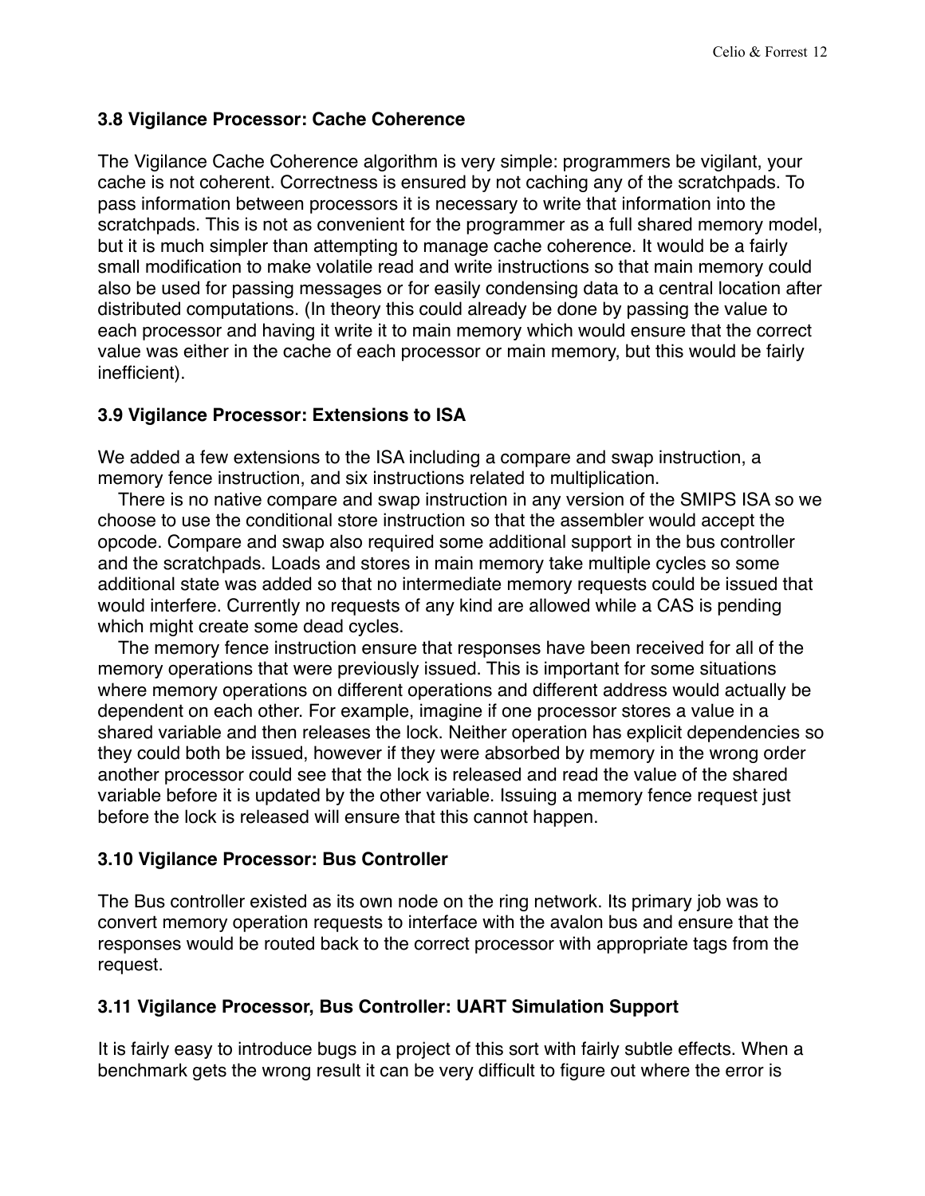### 3.8 Vigilance Processor: Cache Coherence

The Vigilance Cache Coherence algorithm is very simple: programmers be vigilant, your cache is not coherent. Correctness is ensured by not caching any of the scratchpads. To pass information between processors it is necessary to write that information into the scratchpads. This is not as convenient for the programmer as a full shared memory model, but it is much simpler than attempting to manage cache coherence. It would be a fairly small modification to make volatile read and write instructions so that main memory could also be used for passing messages or for easily condensing data to a central location after distributed computations. (In theory this could already be done by passing the value to each processor and having it write it to main memory which would ensure that the correct value was either in the cache of each processor or main memory, but this would be fairly inefficient).

### 3.9 Vigilance Processor: Extensions to ISA

We added a few extensions to the ISA including a compare and swap instruction, a memory fence instruction, and six instructions related to multiplication.

There is no native compare and swap instruction in any version of the SMIPS ISA so we choose to use the conditional store instruction so that the assembler would accept the opcode. Compare and swap also required some additional support in the bus controller and the scratchpads. Loads and stores in main memory take multiple cycles so some additional state was added so that no intermediate memory requests could be issued that would interfere. Currently no requests of any kind are allowed while a CAS is pending which might create some dead cycles.

The memory fence instruction ensure that responses have been received for all of the memory operations that were previously issued. This is important for some situations where memory operations on different operations and different address would actually be dependent on each other. For example, imagine if one processor stores a value in a shared variable and then releases the lock. Neither operation has explicit dependencies so they could both be issued, however if they were absorbed by memory in the wrong order another processor could see that the lock is released and read the value of the shared variable before it is updated by the other variable. Issuing a memory fence request just before the lock is released will ensure that this cannot happen.

### 3.10 Vigilance Processor: Bus Controller

The Bus controller existed as its own node on the ring network. Its primary job was to convert memory operation requests to interface with the avalon bus and ensure that the responses would be routed back to the correct processor with appropriate tags from the request.

### 3.11 Vigilance Processor, Bus Controller: UART Simulation Support

It is fairly easy to introduce bugs in a project of this sort with fairly subtle effects. When a benchmark gets the wrong result it can be very difficult to figure out where the error is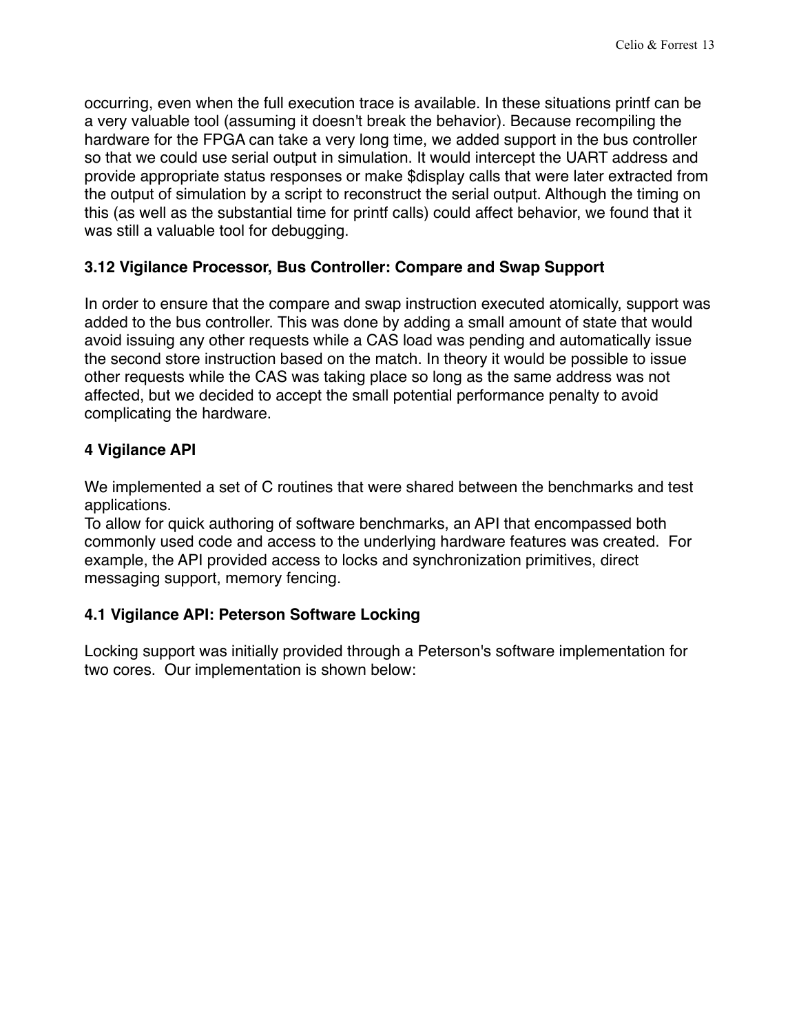occurring, even when the full execution trace is available. In these situations printf can be a very valuable tool (assuming it doesn't break the behavior). Because recompiling the hardware for the FPGA can take a very long time, we added support in the bus controller so that we could use serial output in simulation. It would intercept the UART address and provide appropriate status responses or make $display calls that were later extracted from the output of simulation by a script to reconstruct the serial output. Although the timing on this (as well as the substantial time for printf calls) could affect behavior, we found that it was still a valuable tool for debugging.

### 3.12 Vigilance Processor, Bus Controller: Compare and Swap Support

In order to ensure that the compare and swap instruction executed atomically, support was added to the bus controller. This was done by adding a small amount of state that would avoid issuing any other requests while a CAS load was pending and automatically issue the second store instruction based on the match. In theory it would be possible to issue other requests while the CAS was taking place so long as the same address was not affected, but we decided to accept the small potential performance penalty to avoid complicating the hardware.

## 4 Vigilance API

We implemented a set of C routines that were shared between the benchmarks and test applications.
To allow for quick authoring of software benchmarks, an API that encompassed both commonly used code and access to the underlying hardware features was created. For example, the API provided access to locks and synchronization primitives, direct messaging support, memory fencing.

### 4.1 Vigilance API: Peterson Software Locking

Locking support was initially provided through a Peterson's software implementation for two cores. Our implementation is shown below: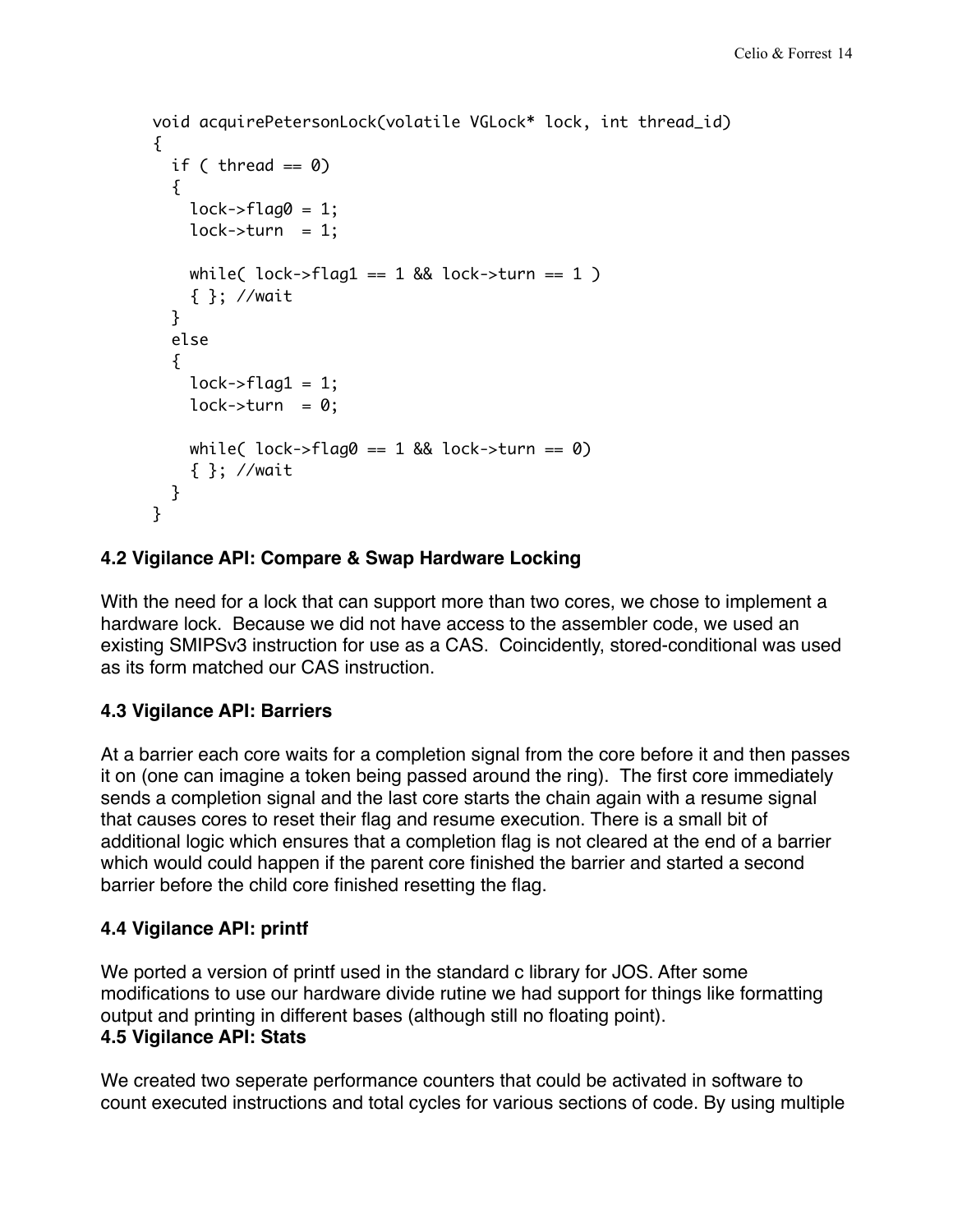```
void acquirePetersonLock(volatile VGLock* lock, int thread_id)
{
  if ( thread == 0)
  {
    lock->flag0 = 1;
    lock->turn  = 1;

    while( lock->flag1 == 1 && lock->turn == 1 )
    { }; //wait
  }
  else
  {
    lock->flag1 = 1;
    lock->turn  = 0;

    while( lock->flag0 == 1 && lock->turn == 0)
    { }; //wait
  }
}
```

### 4.2 Vigilance API: Compare & Swap Hardware Locking

With the need for a lock that can support more than two cores, we chose to implement a hardware lock. Because we did not have access to the assembler code, we used an existing SMIPSv3 instruction for use as a CAS. Coincidently, stored-conditional was used as its form matched our CAS instruction.

### 4.3 Vigilance API: Barriers

At a barrier each core waits for a completion signal from the core before it and then passes it on (one can imagine a token being passed around the ring). The first core immediately sends a completion signal and the last core starts the chain again with a resume signal that causes cores to reset their flag and resume execution. There is a small bit of additional logic which ensures that a completion flag is not cleared at the end of a barrier which would could happen if the parent core finished the barrier and started a second barrier before the child core finished resetting the flag.

### 4.4 Vigilance API: printf

We ported a version of printf used in the standard c library for JOS. After some modifications to use our hardware divide rutine we had support for things like formatting output and printing in different bases (although still no floating point).

### 4.5 Vigilance API: Stats

We created two seperate performance counters that could be activated in software to count executed instructions and total cycles for various sections of code. By using multiple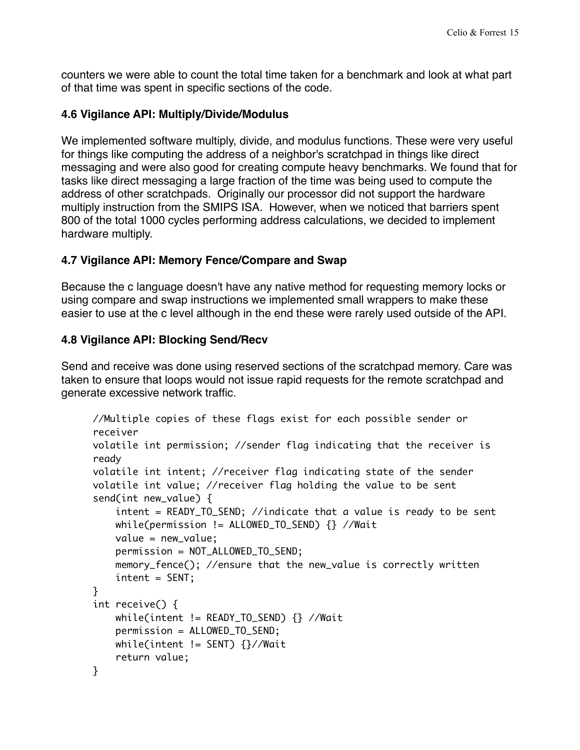counters we were able to count the total time taken for a benchmark and look at what part of that time was spent in specific sections of the code.

### 4.6 Vigilance API: Multiply/Divide/Modulus

We implemented software multiply, divide, and modulus functions. These were very useful for things like computing the address of a neighbor's scratchpad in things like direct messaging and were also good for creating compute heavy benchmarks. We found that for tasks like direct messaging a large fraction of the time was being used to compute the address of other scratchpads. Originally our processor did not support the hardware multiply instruction from the SMIPS ISA. However, when we noticed that barriers spent 800 of the total 1000 cycles performing address calculations, we decided to implement hardware multiply.

### 4.7 Vigilance API: Memory Fence/Compare and Swap

Because the c language doesn't have any native method for requesting memory locks or using compare and swap instructions we implemented small wrappers to make these easier to use at the c level although in the end these were rarely used outside of the API.

### 4.8 Vigilance API: Blocking Send/Recv

Send and receive was done using reserved sections of the scratchpad memory. Care was taken to ensure that loops would not issue rapid requests for the remote scratchpad and generate excessive network traffic.

```
//Multiple copies of these flags exist for each possible sender or
receiver
volatile int permission; //sender flag indicating that the receiver is
ready
volatile int intent; //receiver flag indicating state of the sender
volatile int value; //receiver flag holding the value to be sent
send(int new_value) {
    intent = READY_TO_SEND; //indicate that a value is ready to be sent
    while(permission != ALLOWED_TO_SEND) {} //Wait
    value = new_value;
    permission = NOT_ALLOWED_TO_SEND;
    memory_fence(); //ensure that the new_value is correctly written
    intent = SENT;
}
int receive() {
    while(intent != READY_TO_SEND) {} //Wait
    permission = ALLOWED_TO_SEND;
    while(intent != SENT) {}//Wait
    return value;
}
```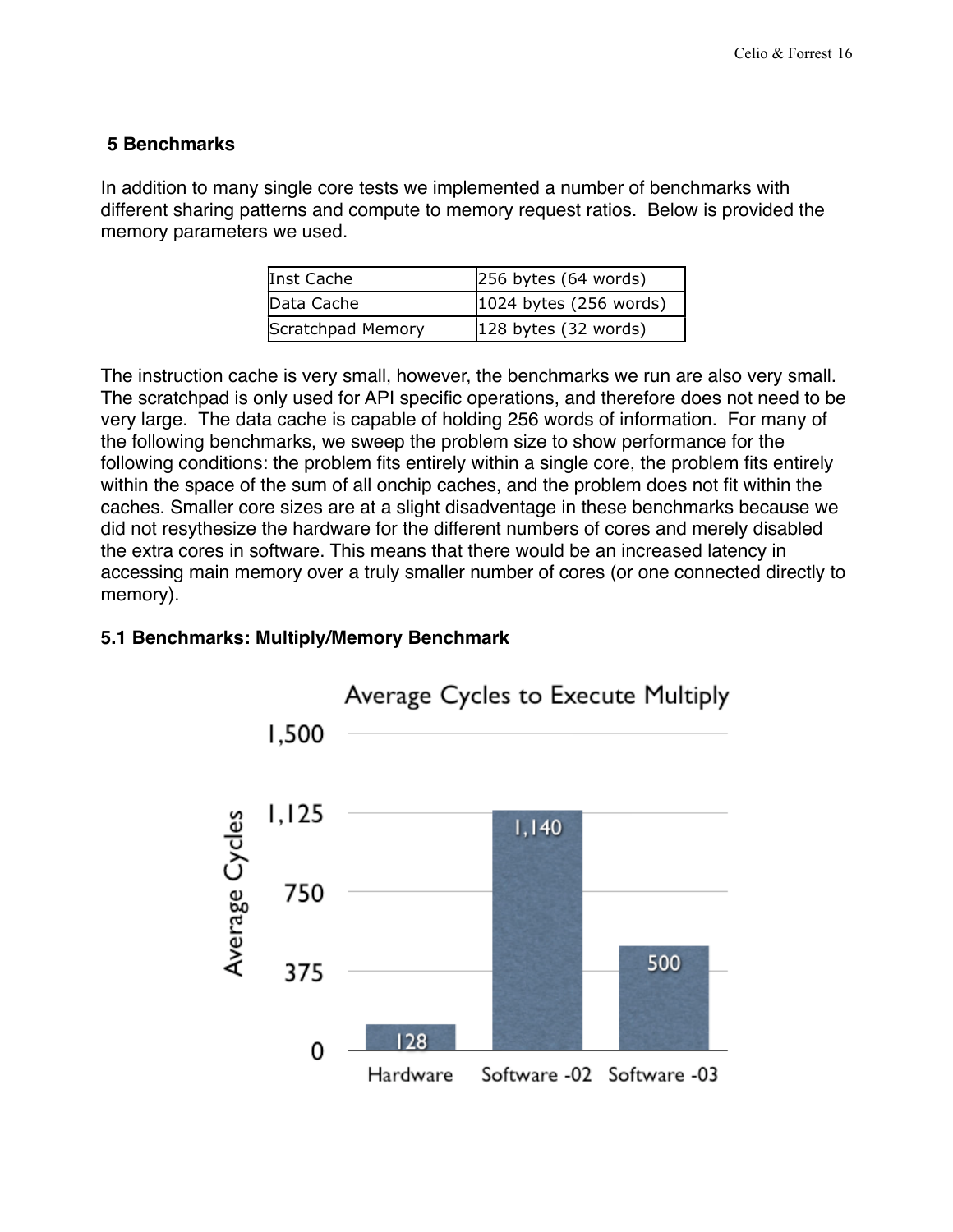## 5 Benchmarks

In addition to many single core tests we implemented a number of benchmarks with different sharing patterns and compute to memory request ratios. Below is provided the memory parameters we used.

| Inst Cache | 256 bytes (64 words) |
|---|---|
| Data Cache | 1024 bytes (256 words) |
| Scratchpad Memory | 128 bytes (32 words) |

The instruction cache is very small, however, the benchmarks we run are also very small. The scratchpad is only used for API specific operations, and therefore does not need to be very large. The data cache is capable of holding 256 words of information. For many of the following benchmarks, we sweep the problem size to show performance for the following conditions: the problem fits entirely within a single core, the problem fits entirely within the space of the sum of all onchip caches, and the problem does not fit within the caches. Smaller core sizes are at a slight disadventage in these benchmarks because we did not resythesize the hardware for the different numbers of cores and merely disabled the extra cores in software. This means that there would be an increased latency in accessing main memory over a truly smaller number of cores (or one connected directly to memory).

### 5.1 Benchmarks: Multiply/Memory Benchmark

Average Cycles to Execute Multiply

| | Average Cycles |
|---|---|
| Hardware | 128 |
| Software -02 | 1,140 |
| Software -03 | 500 |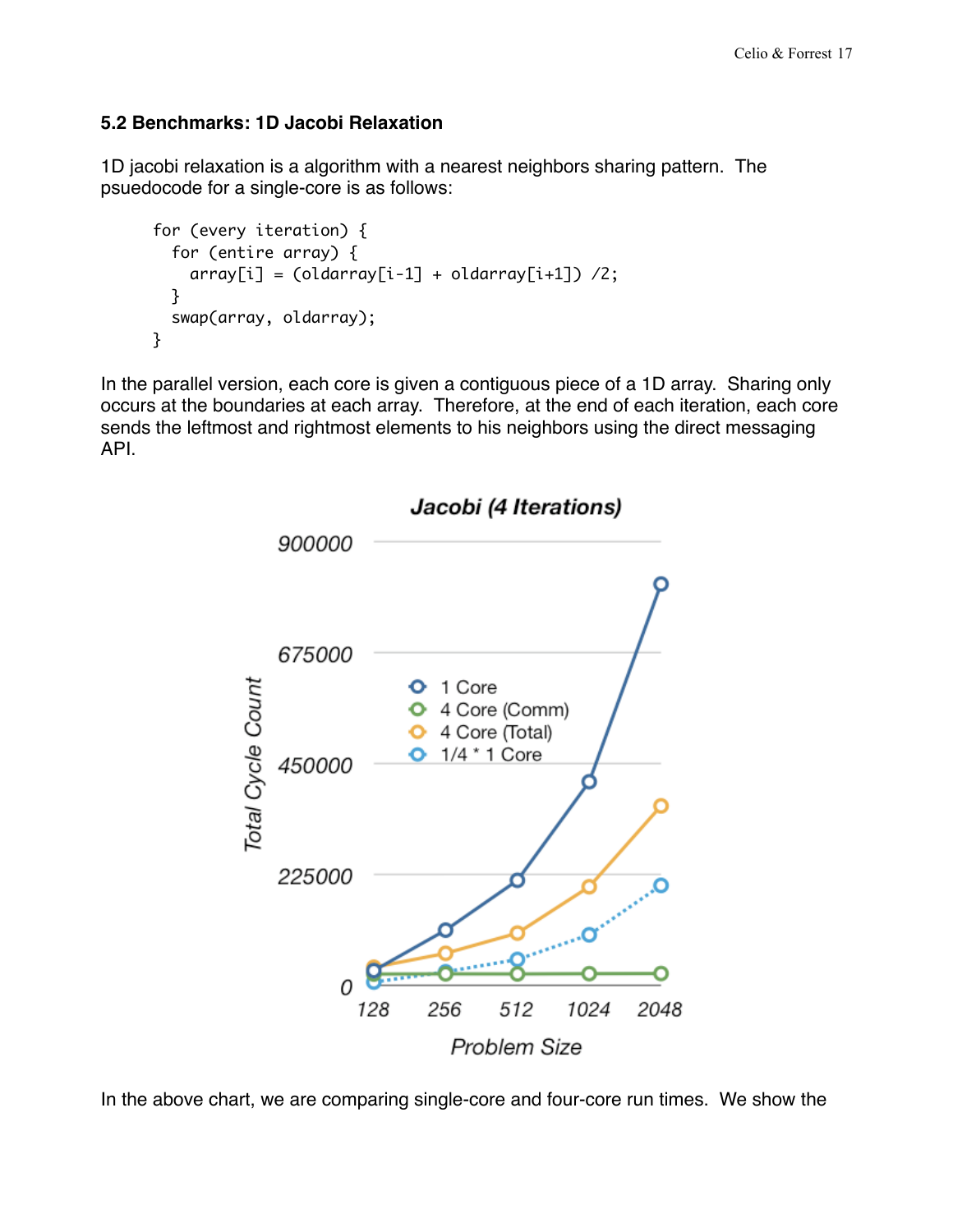### 5.2 Benchmarks: 1D Jacobi Relaxation

1D jacobi relaxation is a algorithm with a nearest neighbors sharing pattern. The psuedocode for a single-core is as follows:

```
for (every iteration) {
  for (entire array) {
    array[i] = (oldarray[i-1] + oldarray[i+1]) /2;
  }
  swap(array, oldarray);
}
```

In the parallel version, each core is given a contiguous piece of a 1D array. Sharing only occurs at the boundaries at each array. Therefore, at the end of each iteration, each core sends the leftmost and rightmost elements to his neighbors using the direct messaging API.

In the above chart, we are comparing single-core and four-core run times. We show the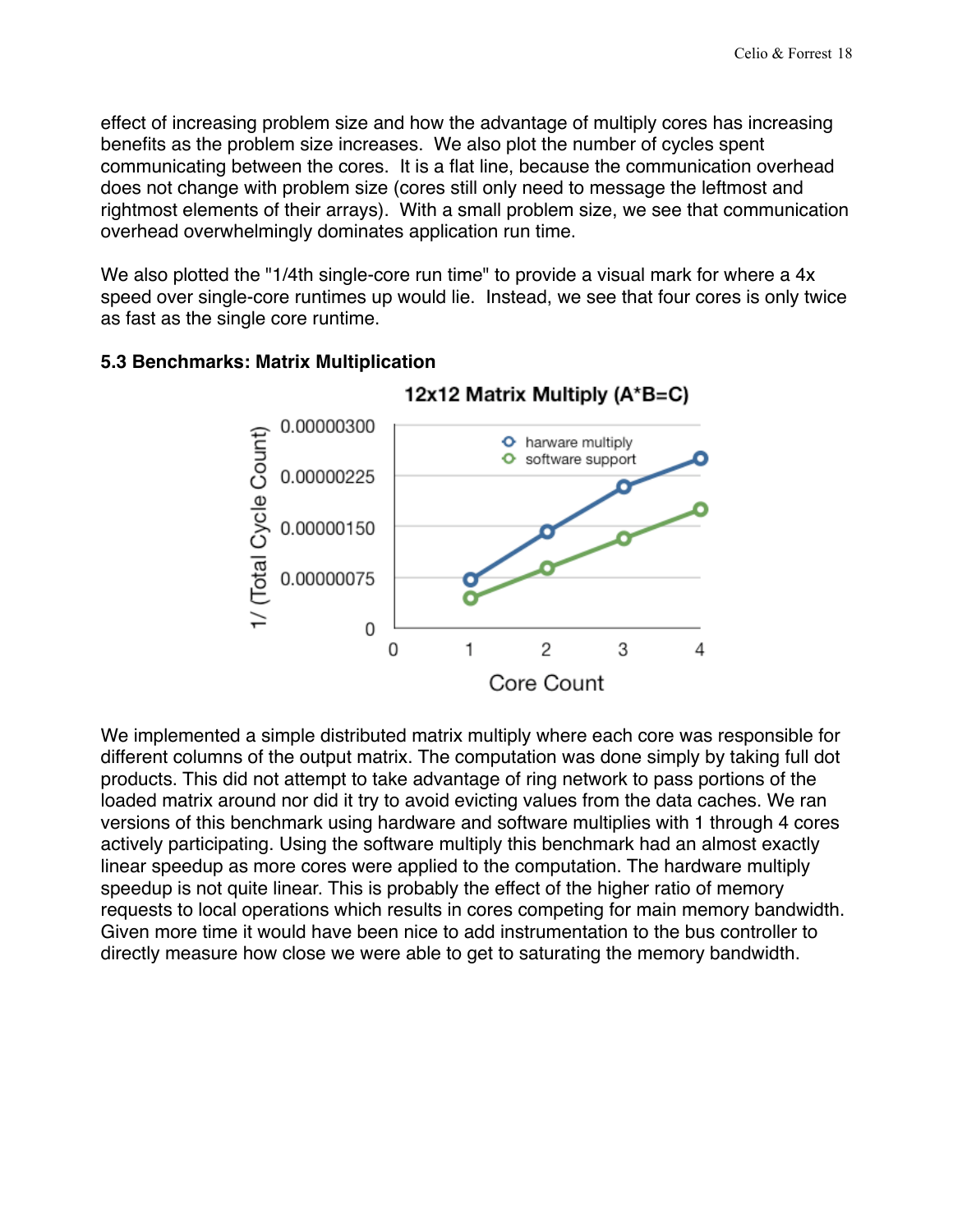effect of increasing problem size and how the advantage of multiply cores has increasing benefits as the problem size increases. We also plot the number of cycles spent communicating between the cores. It is a flat line, because the communication overhead does not change with problem size (cores still only need to message the leftmost and rightmost elements of their arrays). With a small problem size, we see that communication overhead overwhelmingly dominates application run time.

We also plotted the "1/4th single-core run time" to provide a visual mark for where a 4x speed over single-core runtimes up would lie. Instead, we see that four cores is only twice as fast as the single core runtime.

### 5.3 Benchmarks: Matrix Multiplication

We implemented a simple distributed matrix multiply where each core was responsible for different columns of the output matrix. The computation was done simply by taking full dot products. This did not attempt to take advantage of ring network to pass portions of the loaded matrix around nor did it try to avoid evicting values from the data caches. We ran versions of this benchmark using hardware and software multiplies with 1 through 4 cores actively participating. Using the software multiply this benchmark had an almost exactly linear speedup as more cores were applied to the computation. The hardware multiply speedup is not quite linear. This is probably the effect of the higher ratio of memory requests to local operations which results in cores competing for main memory bandwidth. Given more time it would have been nice to add instrumentation to the bus controller to directly measure how close we were able to get to saturating the memory bandwidth.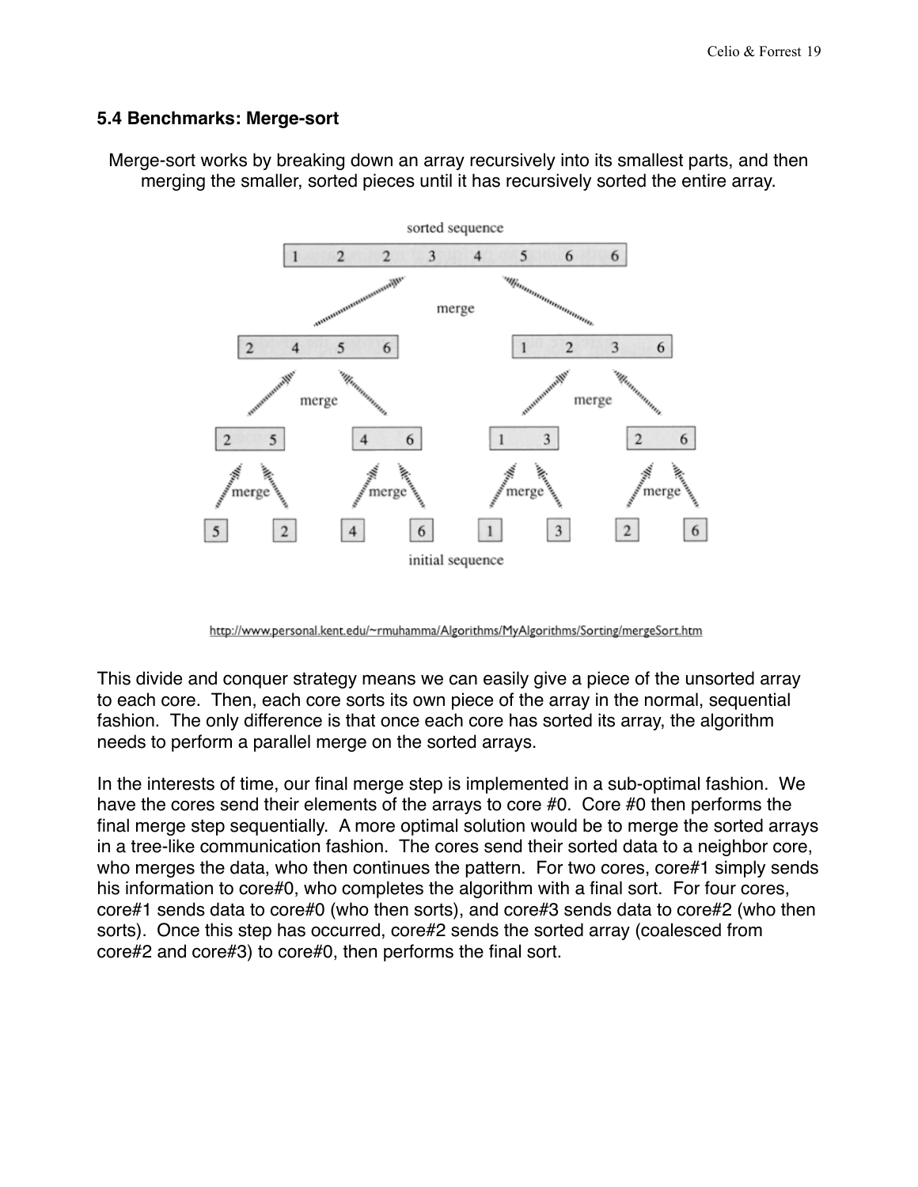### 5.4 Benchmarks: Merge-sort

Merge-sort works by breaking down an array recursively into its smallest parts, and then merging the smaller, sorted pieces until it has recursively sorted the entire array.

http://www.personal.kent.edu/~rmuhamma/Algorithms/MyAlgorithms/Sorting/mergeSort.htm

This divide and conquer strategy means we can easily give a piece of the unsorted array to each core. Then, each core sorts its own piece of the array in the normal, sequential fashion. The only difference is that once each core has sorted its array, the algorithm needs to perform a parallel merge on the sorted arrays.

In the interests of time, our final merge step is implemented in a sub-optimal fashion. We have the cores send their elements of the arrays to core #0. Core #0 then performs the final merge step sequentially. A more optimal solution would be to merge the sorted arrays in a tree-like communication fashion. The cores send their sorted data to a neighbor core, who merges the data, who then continues the pattern. For two cores, core#1 simply sends his information to core#0, who completes the algorithm with a final sort. For four cores, core#1 sends data to core#0 (who then sorts), and core#3 sends data to core#2 (who then sorts). Once this step has occurred, core#2 sends the sorted array (coalesced from core#2 and core#3) to core#0, then performs the final sort.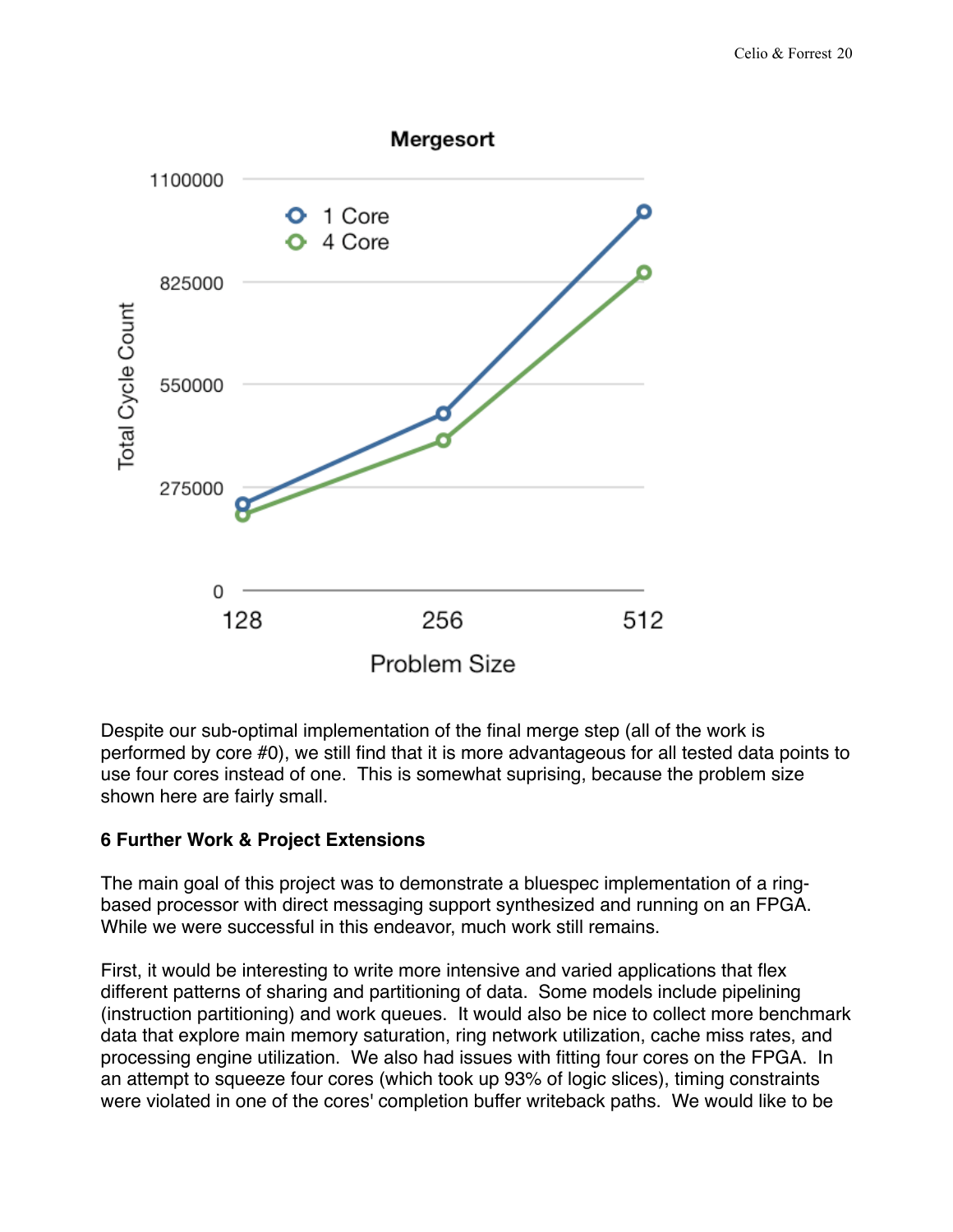Despite our sub-optimal implementation of the final merge step (all of the work is performed by core #0), we still find that it is more advantageous for all tested data points to use four cores instead of one. This is somewhat suprising, because the problem size shown here are fairly small.

**6 Further Work & Project Extensions**

The main goal of this project was to demonstrate a bluespec implementation of a ring-based processor with direct messaging support synthesized and running on an FPGA. While we were successful in this endeavor, much work still remains.

First, it would be interesting to write more intensive and varied applications that flex different patterns of sharing and partitioning of data. Some models include pipelining (instruction partitioning) and work queues. It would also be nice to collect more benchmark data that explore main memory saturation, ring network utilization, cache miss rates, and processing engine utilization. We also had issues with fitting four cores on the FPGA. In an attempt to squeeze four cores (which took up 93% of logic slices), timing constraints were violated in one of the cores' completion buffer writeback paths. We would like to be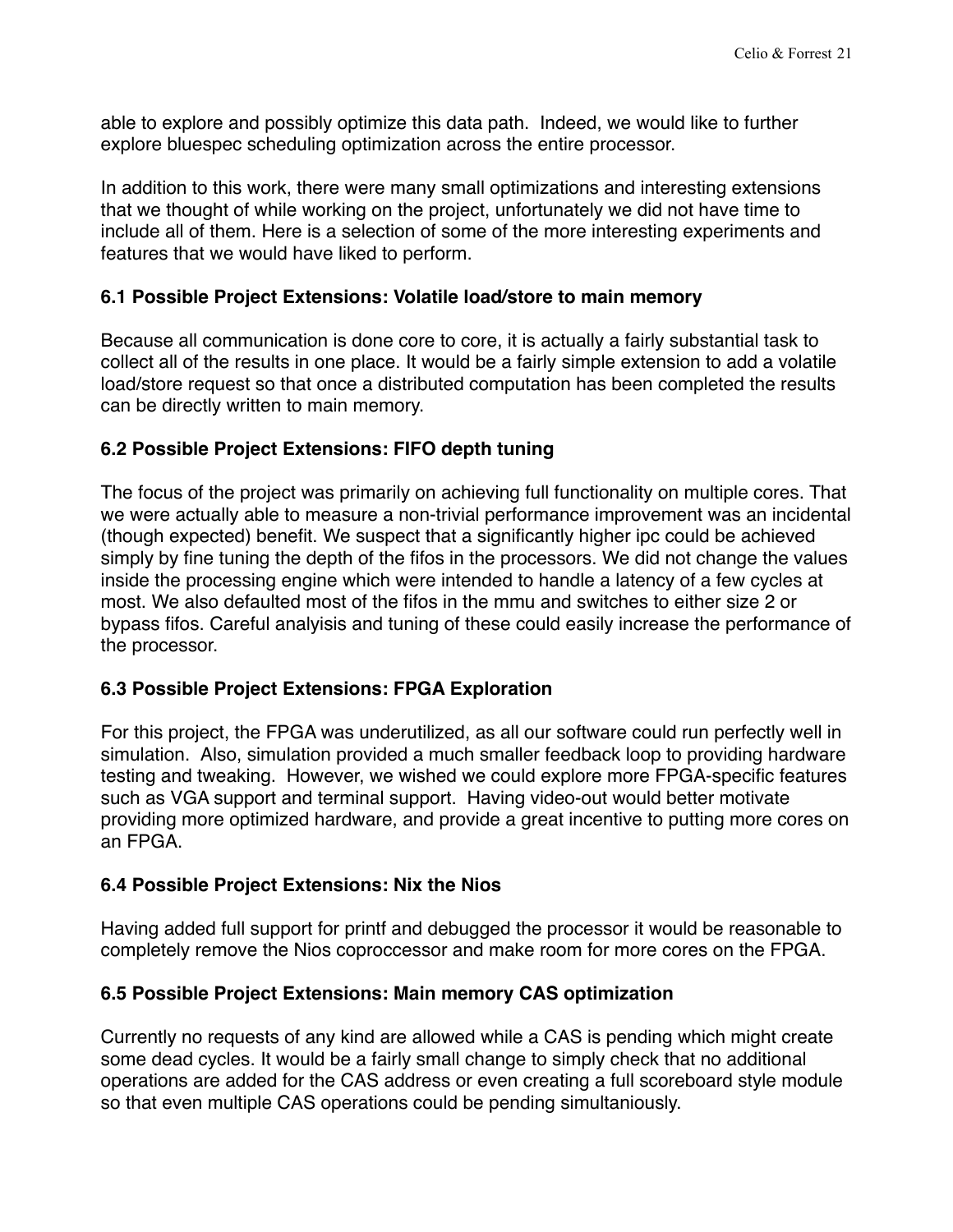able to explore and possibly optimize this data path. Indeed, we would like to further explore bluespec scheduling optimization across the entire processor.

In addition to this work, there were many small optimizations and interesting extensions that we thought of while working on the project, unfortunately we did not have time to include all of them. Here is a selection of some of the more interesting experiments and features that we would have liked to perform.

### 6.1 Possible Project Extensions: Volatile load/store to main memory

Because all communication is done core to core, it is actually a fairly substantial task to collect all of the results in one place. It would be a fairly simple extension to add a volatile load/store request so that once a distributed computation has been completed the results can be directly written to main memory.

### 6.2 Possible Project Extensions: FIFO depth tuning

The focus of the project was primarily on achieving full functionality on multiple cores. That we were actually able to measure a non-trivial performance improvement was an incidental (though expected) benefit. We suspect that a significantly higher ipc could be achieved simply by fine tuning the depth of the fifos in the processors. We did not change the values inside the processing engine which were intended to handle a latency of a few cycles at most. We also defaulted most of the fifos in the mmu and switches to either size 2 or bypass fifos. Careful analyisis and tuning of these could easily increase the performance of the processor.

### 6.3 Possible Project Extensions: FPGA Exploration

For this project, the FPGA was underutilized, as all our software could run perfectly well in simulation. Also, simulation provided a much smaller feedback loop to providing hardware testing and tweaking. However, we wished we could explore more FPGA-specific features such as VGA support and terminal support. Having video-out would better motivate providing more optimized hardware, and provide a great incentive to putting more cores on an FPGA.

### 6.4 Possible Project Extensions: Nix the Nios

Having added full support for printf and debugged the processor it would be reasonable to completely remove the Nios coproccessor and make room for more cores on the FPGA.

### 6.5 Possible Project Extensions: Main memory CAS optimization

Currently no requests of any kind are allowed while a CAS is pending which might create some dead cycles. It would be a fairly small change to simply check that no additional operations are added for the CAS address or even creating a full scoreboard style module so that even multiple CAS operations could be pending simultaniously.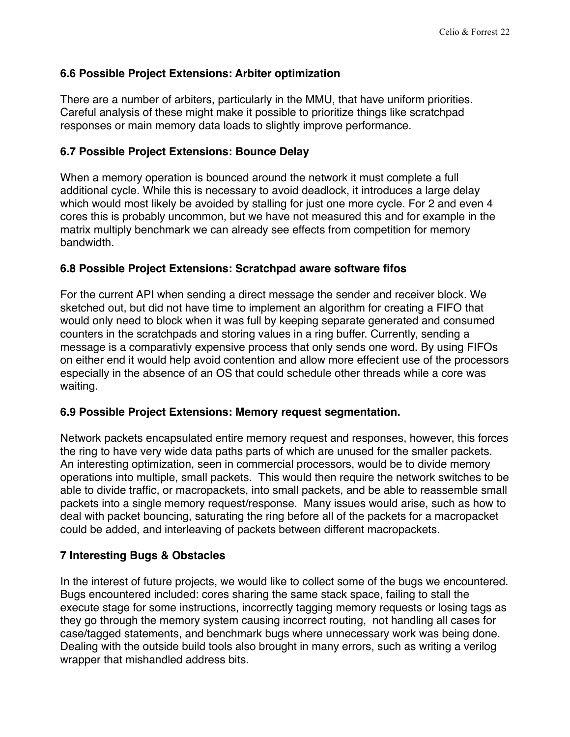### 6.6 Possible Project Extensions: Arbiter optimization

There are a number of arbiters, particularly in the MMU, that have uniform priorities. Careful analysis of these might make it possible to prioritize things like scratchpad responses or main memory data loads to slightly improve performance.

### 6.7 Possible Project Extensions: Bounce Delay

When a memory operation is bounced around the network it must complete a full additional cycle. While this is necessary to avoid deadlock, it introduces a large delay which would most likely be avoided by stalling for just one more cycle. For 2 and even 4 cores this is probably uncommon, but we have not measured this and for example in the matrix multiply benchmark we can already see effects from competition for memory bandwidth.

### 6.8 Possible Project Extensions: Scratchpad aware software fifos

For the current API when sending a direct message the sender and receiver block. We sketched out, but did not have time to implement an algorithm for creating a FIFO that would only need to block when it was full by keeping separate generated and consumed counters in the scratchpads and storing values in a ring buffer. Currently, sending a message is a comparativly expensive process that only sends one word. By using FIFOs on either end it would help avoid contention and allow more effecient use of the processors especially in the absence of an OS that could schedule other threads while a core was waiting.

### 6.9 Possible Project Extensions: Memory request segmentation.

Network packets encapsulated entire memory request and responses, however, this forces the ring to have very wide data paths parts of which are unused for the smaller packets. An interesting optimization, seen in commercial processors, would be to divide memory operations into multiple, small packets. This would then require the network switches to be able to divide traffic, or macropackets, into small packets, and be able to reassemble small packets into a single memory request/response. Many issues would arise, such as how to deal with packet bouncing, saturating the ring before all of the packets for a macropacket could be added, and interleaving of packets between different macropackets.

## 7 Interesting Bugs & Obstacles

In the interest of future projects, we would like to collect some of the bugs we encountered. Bugs encountered included: cores sharing the same stack space, failing to stall the execute stage for some instructions, incorrectly tagging memory requests or losing tags as they go through the memory system causing incorrect routing, not handling all cases for case/tagged statements, and benchmark bugs where unnecessary work was being done. Dealing with the outside build tools also brought in many errors, such as writing a verilog wrapper that mishandled address bits.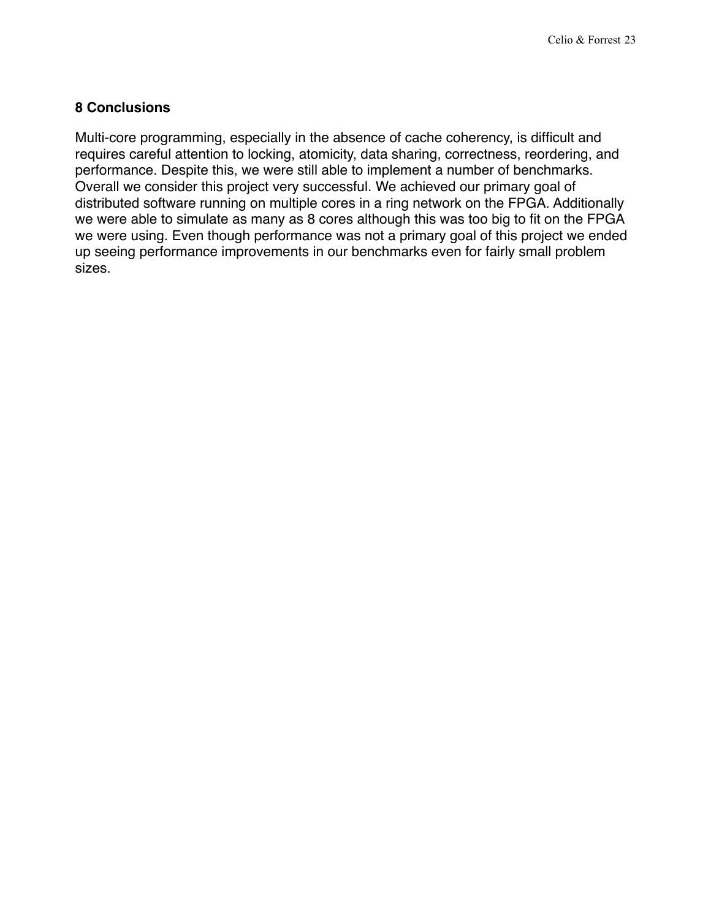## 8 Conclusions

Multi-core programming, especially in the absence of cache coherency, is difficult and requires careful attention to locking, atomicity, data sharing, correctness, reordering, and performance. Despite this, we were still able to implement a number of benchmarks. Overall we consider this project very successful. We achieved our primary goal of distributed software running on multiple cores in a ring network on the FPGA. Additionally we were able to simulate as many as 8 cores although this was too big to fit on the FPGA we were using. Even though performance was not a primary goal of this project we ended up seeing performance improvements in our benchmarks even for fairly small problem sizes.